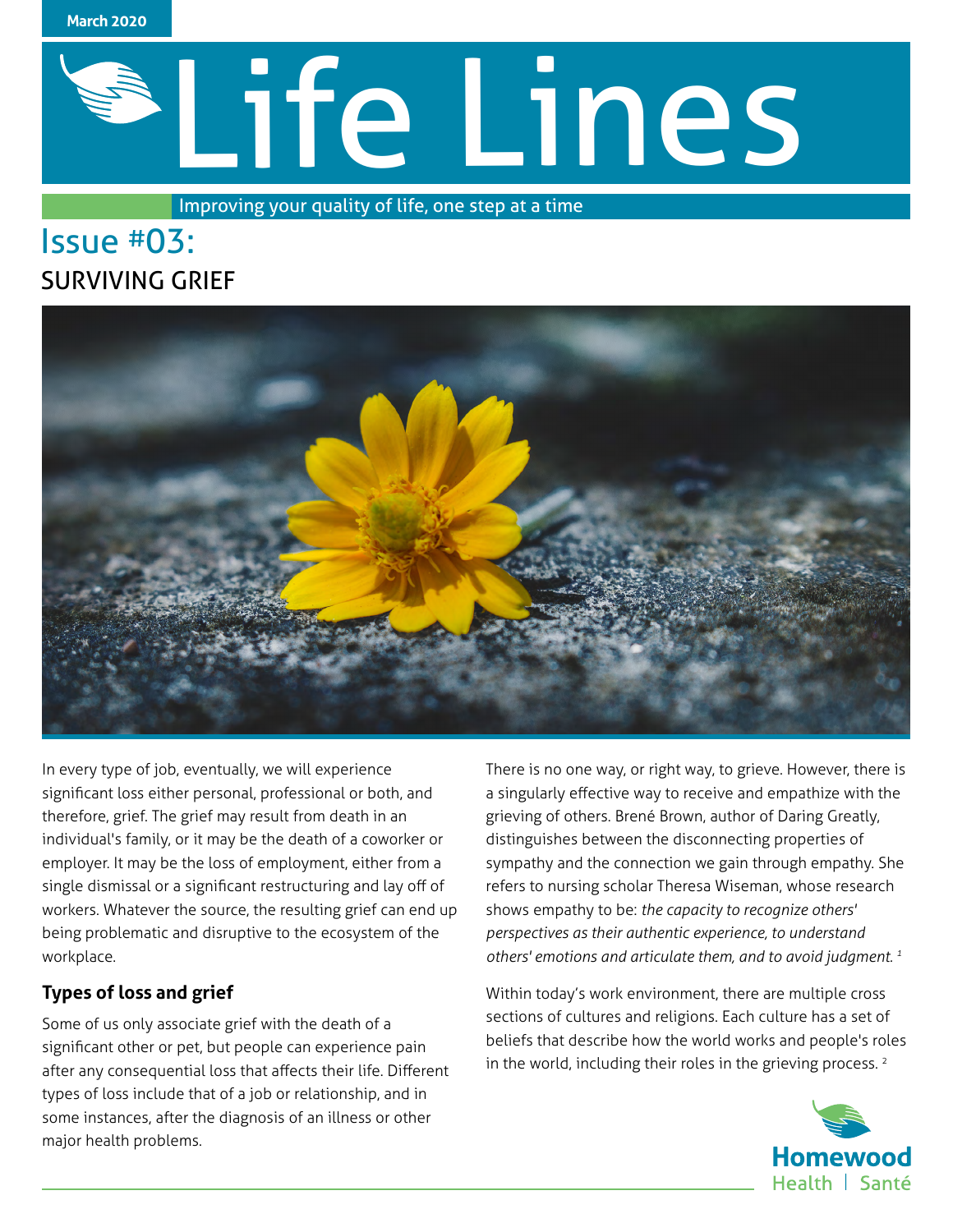March 2020

# Life Lines

Improving your quality of life, one step at a time

## Issue #03:

## SURVIVING GRIEF

In every type of job, eventually, we will experience significant loss either personal, professional or both, and therefore, grief. The grief may result from death in an individual's family, or it may be the death of a coworker or employer. It may be the loss of employment, either from a single dismissal or a significant restructuring and lay off of workers. Whatever the source, the resulting grief can end up being problematic and disruptive to the ecosystem of the workplace.

### Types of loss and grief

Some of us only associate grief with the death of a significant other or pet, but people can experience pain after any consequential loss that affects their life. Different types of loss include that of a job or relationship, and in some instances, after the diagnosis of an illness or other major health problems.

There is no one way, or right way, to grieve. However, there is a singularly effective way to receive and empathize with the grieving of others. Brené Brown, author of Daring Greatly, distinguishes between the disconnecting properties of sympathy and the connection we gain through empathy. She refers to nursing scholar Theresa Wiseman, whose research shows empathy to be: *the capacity to recognize others' perspectives as their authentic experience, to understand others' emotions and articulate them, and to avoid judgment.* [1]

Within today's work environment, there are multiple cross sections of cultures and religions. Each culture has a set of beliefs that describe how the world works and people's roles in the world, including their roles in the grieving process. [2]

Homewood Health | Santé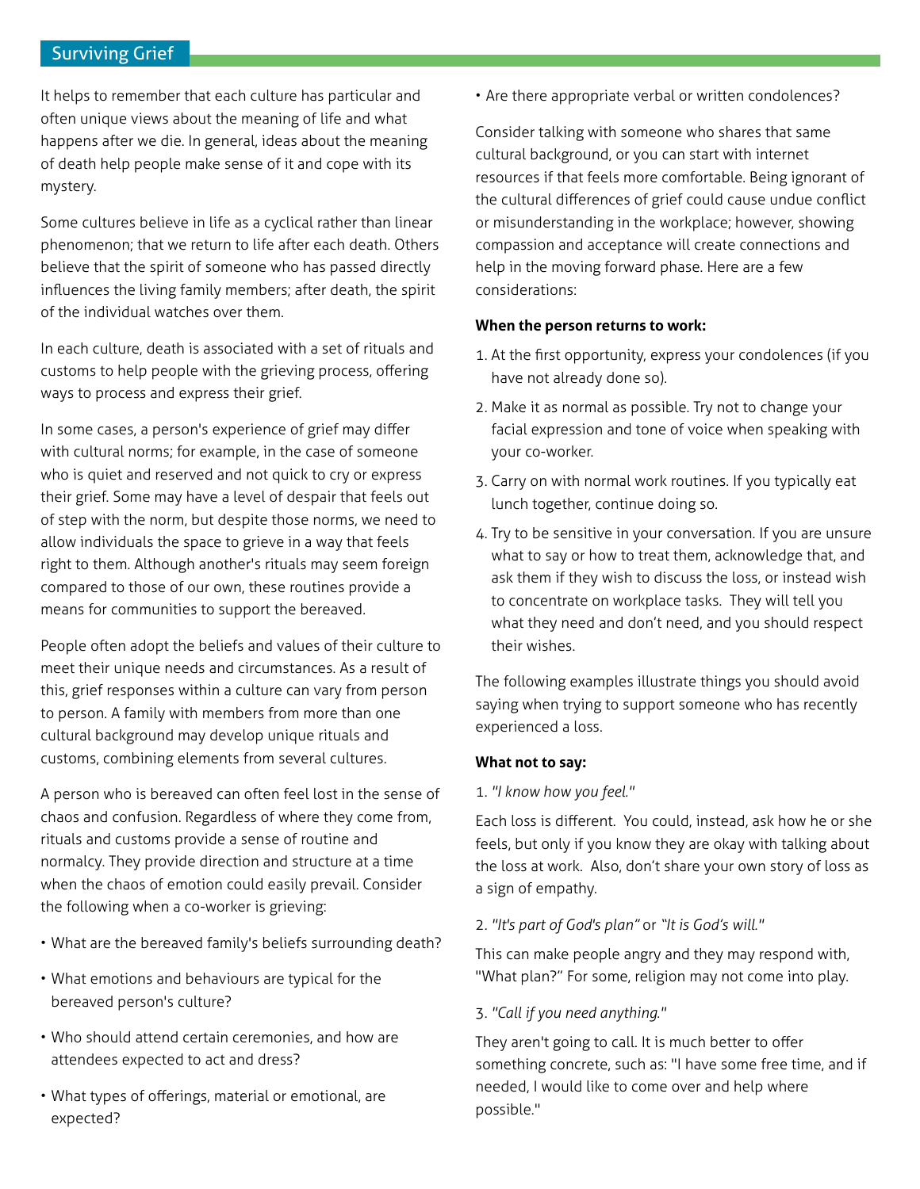## Surviving Grief

It helps to remember that each culture has particular and often unique views about the meaning of life and what happens after we die. In general, ideas about the meaning of death help people make sense of it and cope with its mystery.

Some cultures believe in life as a cyclical rather than linear phenomenon; that we return to life after each death. Others believe that the spirit of someone who has passed directly influences the living family members; after death, the spirit of the individual watches over them.

In each culture, death is associated with a set of rituals and customs to help people with the grieving process, offering ways to process and express their grief.

In some cases, a person's experience of grief may differ with cultural norms; for example, in the case of someone who is quiet and reserved and not quick to cry or express their grief. Some may have a level of despair that feels out of step with the norm, but despite those norms, we need to allow individuals the space to grieve in a way that feels right to them. Although another's rituals may seem foreign compared to those of our own, these routines provide a means for communities to support the bereaved.

People often adopt the beliefs and values of their culture to meet their unique needs and circumstances. As a result of this, grief responses within a culture can vary from person to person. A family with members from more than one cultural background may develop unique rituals and customs, combining elements from several cultures.

A person who is bereaved can often feel lost in the sense of chaos and confusion. Regardless of where they come from, rituals and customs provide a sense of routine and normalcy. They provide direction and structure at a time when the chaos of emotion could easily prevail. Consider the following when a co-worker is grieving:

- What are the bereaved family's beliefs surrounding death?
- What emotions and behaviours are typical for the bereaved person's culture?
- Who should attend certain ceremonies, and how are attendees expected to act and dress?
- What types of offerings, material or emotional, are expected?
- Are there appropriate verbal or written condolences?

Consider talking with someone who shares that same cultural background, or you can start with internet resources if that feels more comfortable. Being ignorant of the cultural differences of grief could cause undue conflict or misunderstanding in the workplace; however, showing compassion and acceptance will create connections and help in the moving forward phase. Here are a few considerations:

**When the person returns to work:**

1. At the first opportunity, express your condolences (if you have not already done so).
2. Make it as normal as possible. Try not to change your facial expression and tone of voice when speaking with your co-worker.
3. Carry on with normal work routines. If you typically eat lunch together, continue doing so.
4. Try to be sensitive in your conversation. If you are unsure what to say or how to treat them, acknowledge that, and ask them if they wish to discuss the loss, or instead wish to concentrate on workplace tasks. They will tell you what they need and don't need, and you should respect their wishes.

The following examples illustrate things you should avoid saying when trying to support someone who has recently experienced a loss.

**What not to say:**

1. *"I know how you feel."*

Each loss is different. You could, instead, ask how he or she feels, but only if you know they are okay with talking about the loss at work. Also, don't share your own story of loss as a sign of empathy.

2. *"It's part of God's plan"* or *"It is God's will."*

This can make people angry and they may respond with, "What plan?" For some, religion may not come into play.

3. *"Call if you need anything."*

They aren't going to call. It is much better to offer something concrete, such as: "I have some free time, and if needed, I would like to come over and help where possible."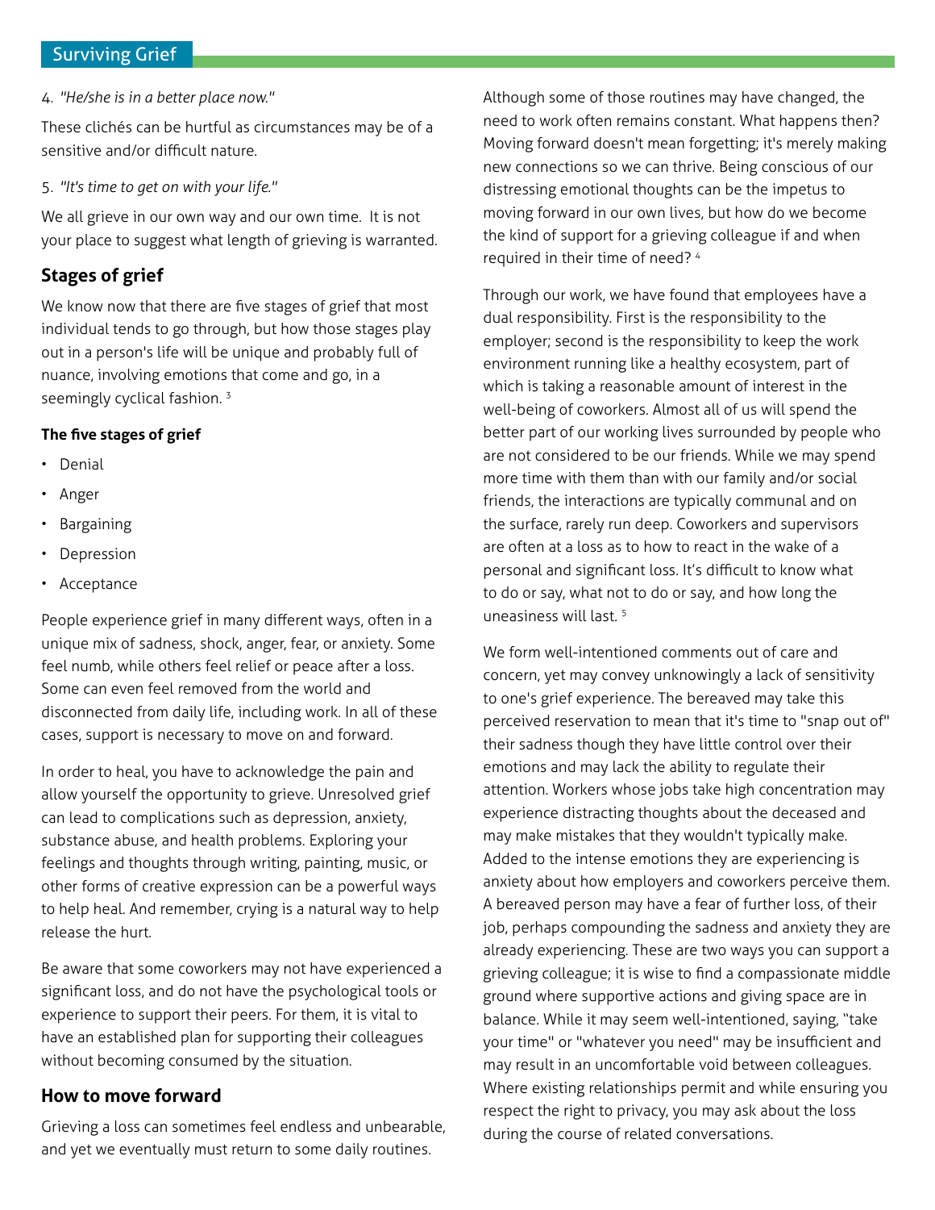4. *"He/she is in a better place now."*

These clichés can be hurtful as circumstances may be of a sensitive and/or difficult nature.

5. *"It's time to get on with your life."*

We all grieve in our own way and our own time. It is not your place to suggest what length of grieving is warranted.

## Stages of grief

We know now that there are five stages of grief that most individual tends to go through, but how those stages play out in a person's life will be unique and probably full of nuance, involving emotions that come and go, in a seemingly cyclical fashion. [3]

### The five stages of grief

- Denial
- Anger
- Bargaining
- Depression
- Acceptance

People experience grief in many different ways, often in a unique mix of sadness, shock, anger, fear, or anxiety. Some feel numb, while others feel relief or peace after a loss. Some can even feel removed from the world and disconnected from daily life, including work. In all of these cases, support is necessary to move on and forward.

In order to heal, you have to acknowledge the pain and allow yourself the opportunity to grieve. Unresolved grief can lead to complications such as depression, anxiety, substance abuse, and health problems. Exploring your feelings and thoughts through writing, painting, music, or other forms of creative expression can be a powerful ways to help heal. And remember, crying is a natural way to help release the hurt.

Be aware that some coworkers may not have experienced a significant loss, and do not have the psychological tools or experience to support their peers. For them, it is vital to have an established plan for supporting their colleagues without becoming consumed by the situation.

## How to move forward

Grieving a loss can sometimes feel endless and unbearable, and yet we eventually must return to some daily routines. Although some of those routines may have changed, the need to work often remains constant. What happens then? Moving forward doesn't mean forgetting; it's merely making new connections so we can thrive. Being conscious of our distressing emotional thoughts can be the impetus to moving forward in our own lives, but how do we become the kind of support for a grieving colleague if and when required in their time of need? [4]

Through our work, we have found that employees have a dual responsibility. First is the responsibility to the employer; second is the responsibility to keep the work environment running like a healthy ecosystem, part of which is taking a reasonable amount of interest in the well-being of coworkers. Almost all of us will spend the better part of our working lives surrounded by people who are not considered to be our friends. While we may spend more time with them than with our family and/or social friends, the interactions are typically communal and on the surface, rarely run deep. Coworkers and supervisors are often at a loss as to how to react in the wake of a personal and significant loss. It's difficult to know what to do or say, what not to do or say, and how long the uneasiness will last. [5]

We form well-intentioned comments out of care and concern, yet may convey unknowingly a lack of sensitivity to one's grief experience. The bereaved may take this perceived reservation to mean that it's time to "snap out of" their sadness though they have little control over their emotions and may lack the ability to regulate their attention. Workers whose jobs take high concentration may experience distracting thoughts about the deceased and may make mistakes that they wouldn't typically make. Added to the intense emotions they are experiencing is anxiety about how employers and coworkers perceive them. A bereaved person may have a fear of further loss, of their job, perhaps compounding the sadness and anxiety they are already experiencing. These are two ways you can support a grieving colleague; it is wise to find a compassionate middle ground where supportive actions and giving space are in balance. While it may seem well-intentioned, saying, "take your time" or "whatever you need" may be insufficient and may result in an uncomfortable void between colleagues. Where existing relationships permit and while ensuring you respect the right to privacy, you may ask about the loss during the course of related conversations.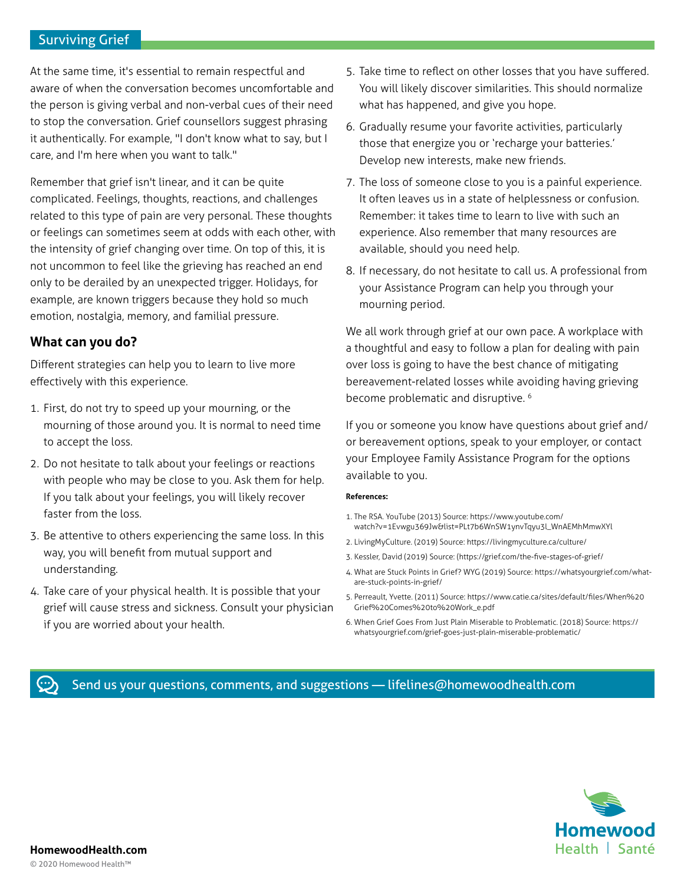At the same time, it's essential to remain respectful and aware of when the conversation becomes uncomfortable and the person is giving verbal and non-verbal cues of their need to stop the conversation. Grief counsellors suggest phrasing it authentically. For example, "I don't know what to say, but I care, and I'm here when you want to talk."

Remember that grief isn't linear, and it can be quite complicated. Feelings, thoughts, reactions, and challenges related to this type of pain are very personal. These thoughts or feelings can sometimes seem at odds with each other, with the intensity of grief changing over time. On top of this, it is not uncommon to feel like the grieving has reached an end only to be derailed by an unexpected trigger. Holidays, for example, are known triggers because they hold so much emotion, nostalgia, memory, and familial pressure.

## What can you do?

Different strategies can help you to learn to live more effectively with this experience.

1. First, do not try to speed up your mourning, or the mourning of those around you. It is normal to need time to accept the loss.
2. Do not hesitate to talk about your feelings or reactions with people who may be close to you. Ask them for help. If you talk about your feelings, you will likely recover faster from the loss.
3. Be attentive to others experiencing the same loss. In this way, you will benefit from mutual support and understanding.
4. Take care of your physical health. It is possible that your grief will cause stress and sickness. Consult your physician if you are worried about your health.
5. Take time to reflect on other losses that you have suffered. You will likely discover similarities. This should normalize what has happened, and give you hope.
6. Gradually resume your favorite activities, particularly those that energize you or 'recharge your batteries.' Develop new interests, make new friends.
7. The loss of someone close to you is a painful experience. It often leaves us in a state of helplessness or confusion. Remember: it takes time to learn to live with such an experience. Also remember that many resources are available, should you need help.
8. If necessary, do not hesitate to call us. A professional from your Assistance Program can help you through your mourning period.

We all work through grief at our own pace. A workplace with a thoughtful and easy to follow a plan for dealing with pain over loss is going to have the best chance of mitigating bereavement-related losses while avoiding having grieving become problematic and disruptive. [6]

If you or someone you know have questions about grief and/or bereavement options, speak to your employer, or contact your Employee Family Assistance Program for the options available to you.

**References:**

1. The RSA. YouTube (2013) Source: https://www.youtube.com/watch?v=1Evwgu369Jw&list=PLt7b6WnSW1ynvTqyu3l_WnAEMhMmwXYl
2. LivingMyCulture. (2019) Source: https://livingmyculture.ca/culture/
3. Kessler, David (2019) Source: (https://grief.com/the-five-stages-of-grief/
4. What are Stuck Points in Grief? WYG (2019) Source: https://whatsyourgrief.com/what-are-stuck-points-in-grief/
5. Perreault, Yvette. (2011) Source: https://www.catie.ca/sites/default/files/When%20Grief%20Comes%20to%20Work_e.pdf
6. When Grief Goes From Just Plain Miserable to Problematic. (2018) Source: https://whatsyourgrief.com/grief-goes-just-plain-miserable-problematic/

Send us your questions, comments, and suggestions — lifelines@homewoodhealth.com

**HomewoodHealth.com**

© 2020 Homewood Health™

Homewood Health | Santé